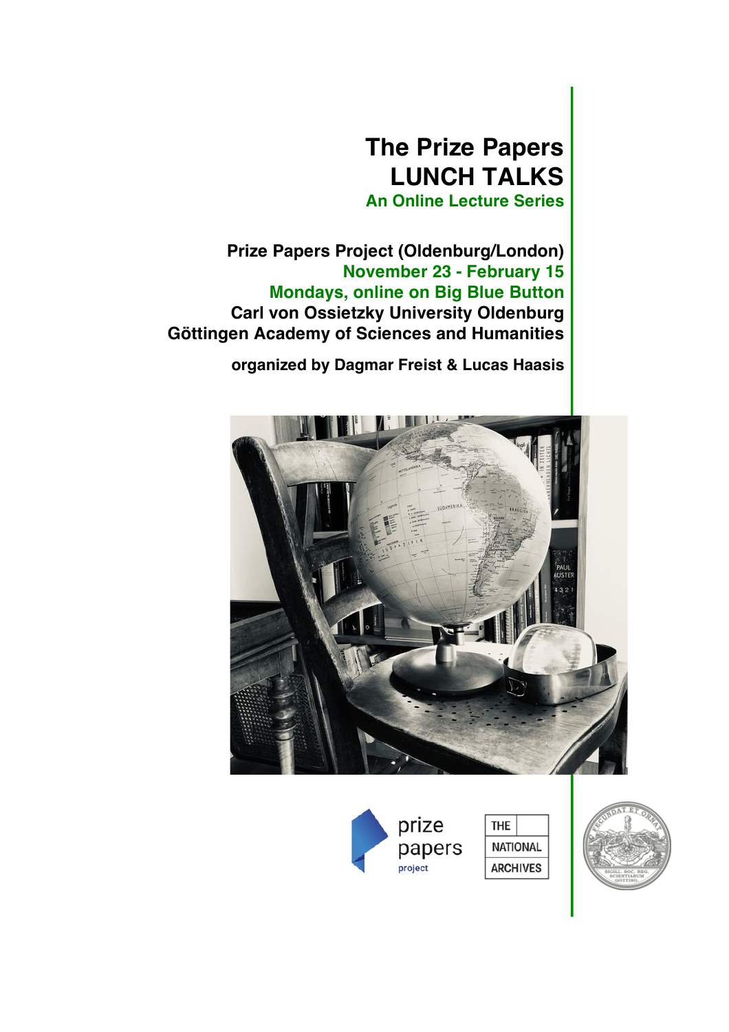# The Prize Papers LUNCH TALKS

**An Online Lecture Series**

**Prize Papers Project (Oldenburg/London)**
**November 23 - February 15**
**Mondays, online on Big Blue Button**
**Carl von Ossietzky University Oldenburg**
**Göttingen Academy of Sciences and Humanities**

**organized by Dagmar Freist & Lucas Haasis**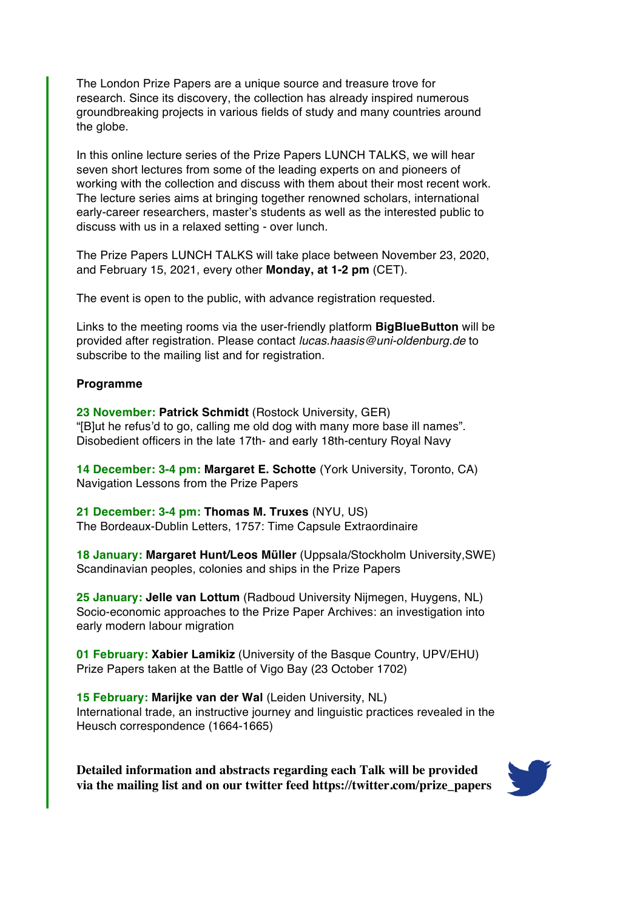The London Prize Papers are a unique source and treasure trove for research. Since its discovery, the collection has already inspired numerous groundbreaking projects in various fields of study and many countries around the globe.

In this online lecture series of the Prize Papers LUNCH TALKS, we will hear seven short lectures from some of the leading experts on and pioneers of working with the collection and discuss with them about their most recent work. The lecture series aims at bringing together renowned scholars, international early-career researchers, master's students as well as the interested public to discuss with us in a relaxed setting - over lunch.

The Prize Papers LUNCH TALKS will take place between November 23, 2020, and February 15, 2021, every other **Monday, at 1-2 pm** (CET).

The event is open to the public, with advance registration requested.

Links to the meeting rooms via the user-friendly platform **BigBlueButton** will be provided after registration. Please contact *lucas.haasis@uni-oldenburg.de* to subscribe to the mailing list and for registration.

**Programme**

**23 November: Patrick Schmidt** (Rostock University, GER)
"[B]ut he refus'd to go, calling me old dog with many more base ill names". Disobedient officers in the late 17th- and early 18th-century Royal Navy

**14 December: 3-4 pm: Margaret E. Schotte** (York University, Toronto, CA)
Navigation Lessons from the Prize Papers

**21 December: 3-4 pm: Thomas M. Truxes** (NYU, US)
The Bordeaux-Dublin Letters, 1757: Time Capsule Extraordinaire

**18 January: Margaret Hunt/Leos Müller** (Uppsala/Stockholm University,SWE)
Scandinavian peoples, colonies and ships in the Prize Papers

**25 January: Jelle van Lottum** (Radboud University Nijmegen, Huygens, NL)
Socio-economic approaches to the Prize Paper Archives: an investigation into early modern labour migration

**01 February: Xabier Lamikiz** (University of the Basque Country, UPV/EHU)
Prize Papers taken at the Battle of Vigo Bay (23 October 1702)

**15 February: Marijke van der Wal** (Leiden University, NL)
International trade, an instructive journey and linguistic practices revealed in the Heusch correspondence (1664-1665)

**Detailed information and abstracts regarding each Talk will be provided via the mailing list and on our twitter feed https://twitter.com/prize_papers**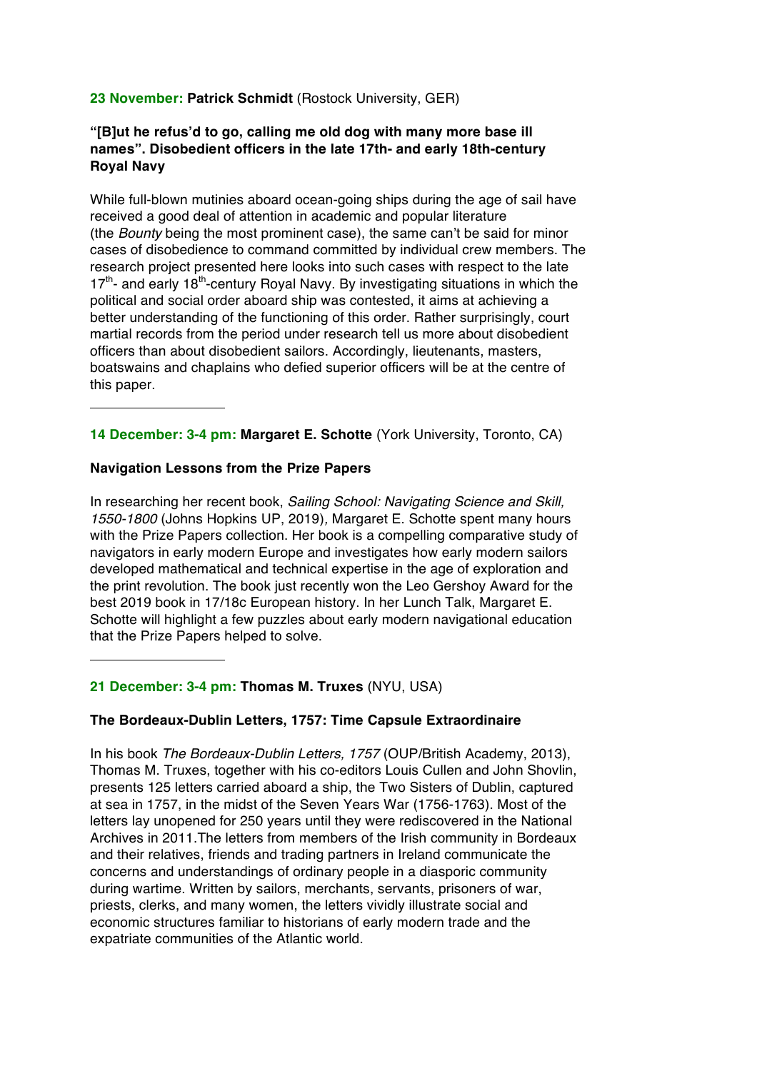**23 November: Patrick Schmidt** (Rostock University, GER)

**"[B]ut he refus'd to go, calling me old dog with many more base ill names". Disobedient officers in the late 17th- and early 18th-century Royal Navy**

While full-blown mutinies aboard ocean-going ships during the age of sail have received a good deal of attention in academic and popular literature (the *Bounty* being the most prominent case), the same can't be said for minor cases of disobedience to command committed by individual crew members. The research project presented here looks into such cases with respect to the late 17th- and early 18th-century Royal Navy. By investigating situations in which the political and social order aboard ship was contested, it aims at achieving a better understanding of the functioning of this order. Rather surprisingly, court martial records from the period under research tell us more about disobedient officers than about disobedient sailors. Accordingly, lieutenants, masters, boatswains and chaplains who defied superior officers will be at the centre of this paper.

---

**14 December: 3-4 pm: Margaret E. Schotte** (York University, Toronto, CA)

**Navigation Lessons from the Prize Papers**

In researching her recent book, *Sailing School: Navigating Science and Skill, 1550-1800* (Johns Hopkins UP, 2019), Margaret E. Schotte spent many hours with the Prize Papers collection. Her book is a compelling comparative study of navigators in early modern Europe and investigates how early modern sailors developed mathematical and technical expertise in the age of exploration and the print revolution. The book just recently won the Leo Gershoy Award for the best 2019 book in 17/18c European history. In her Lunch Talk, Margaret E. Schotte will highlight a few puzzles about early modern navigational education that the Prize Papers helped to solve.

---

**21 December: 3-4 pm: Thomas M. Truxes** (NYU, USA)

**The Bordeaux-Dublin Letters, 1757: Time Capsule Extraordinaire**

In his book *The Bordeaux-Dublin Letters, 1757* (OUP/British Academy, 2013), Thomas M. Truxes, together with his co-editors Louis Cullen and John Shovlin, presents 125 letters carried aboard a ship, the Two Sisters of Dublin, captured at sea in 1757, in the midst of the Seven Years War (1756-1763). Most of the letters lay unopened for 250 years until they were rediscovered in the National Archives in 2011.The letters from members of the Irish community in Bordeaux and their relatives, friends and trading partners in Ireland communicate the concerns and understandings of ordinary people in a diasporic community during wartime. Written by sailors, merchants, servants, prisoners of war, priests, clerks, and many women, the letters vividly illustrate social and economic structures familiar to historians of early modern trade and the expatriate communities of the Atlantic world.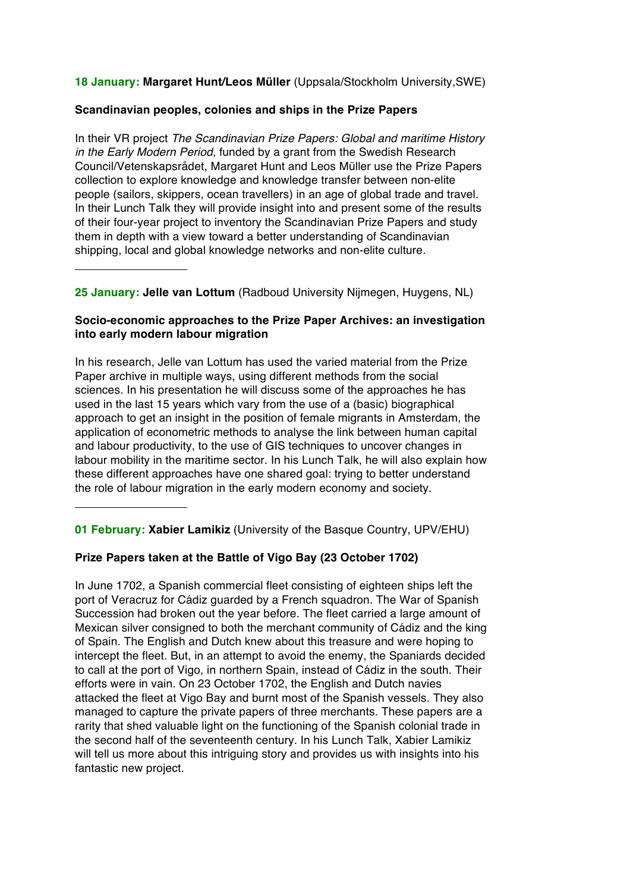**18 January: Margaret Hunt/Leos Müller** (Uppsala/Stockholm University,SWE)

**Scandinavian peoples, colonies and ships in the Prize Papers**

In their VR project *The Scandinavian Prize Papers: Global and maritime History in the Early Modern Period*, funded by a grant from the Swedish Research Council/Vetenskapsrådet, Margaret Hunt and Leos Müller use the Prize Papers collection to explore knowledge and knowledge transfer between non-elite people (sailors, skippers, ocean travellers) in an age of global trade and travel. In their Lunch Talk they will provide insight into and present some of the results of their four-year project to inventory the Scandinavian Prize Papers and study them in depth with a view toward a better understanding of Scandinavian shipping, local and global knowledge networks and non-elite culture.

---

**25 January: Jelle van Lottum** (Radboud University Nijmegen, Huygens, NL)

**Socio-economic approaches to the Prize Paper Archives: an investigation into early modern labour migration**

In his research, Jelle van Lottum has used the varied material from the Prize Paper archive in multiple ways, using different methods from the social sciences. In his presentation he will discuss some of the approaches he has used in the last 15 years which vary from the use of a (basic) biographical approach to get an insight in the position of female migrants in Amsterdam, the application of econometric methods to analyse the link between human capital and labour productivity, to the use of GIS techniques to uncover changes in labour mobility in the maritime sector. In his Lunch Talk, he will also explain how these different approaches have one shared goal: trying to better understand the role of labour migration in the early modern economy and society.

---

**01 February: Xabier Lamikiz** (University of the Basque Country, UPV/EHU)

**Prize Papers taken at the Battle of Vigo Bay (23 October 1702)**

In June 1702, a Spanish commercial fleet consisting of eighteen ships left the port of Veracruz for Cádiz guarded by a French squadron. The War of Spanish Succession had broken out the year before. The fleet carried a large amount of Mexican silver consigned to both the merchant community of Cádiz and the king of Spain. The English and Dutch knew about this treasure and were hoping to intercept the fleet. But, in an attempt to avoid the enemy, the Spaniards decided to call at the port of Vigo, in northern Spain, instead of Cádiz in the south. Their efforts were in vain. On 23 October 1702, the English and Dutch navies attacked the fleet at Vigo Bay and burnt most of the Spanish vessels. They also managed to capture the private papers of three merchants. These papers are a rarity that shed valuable light on the functioning of the Spanish colonial trade in the second half of the seventeenth century. In his Lunch Talk, Xabier Lamikiz will tell us more about this intriguing story and provides us with insights into his fantastic new project.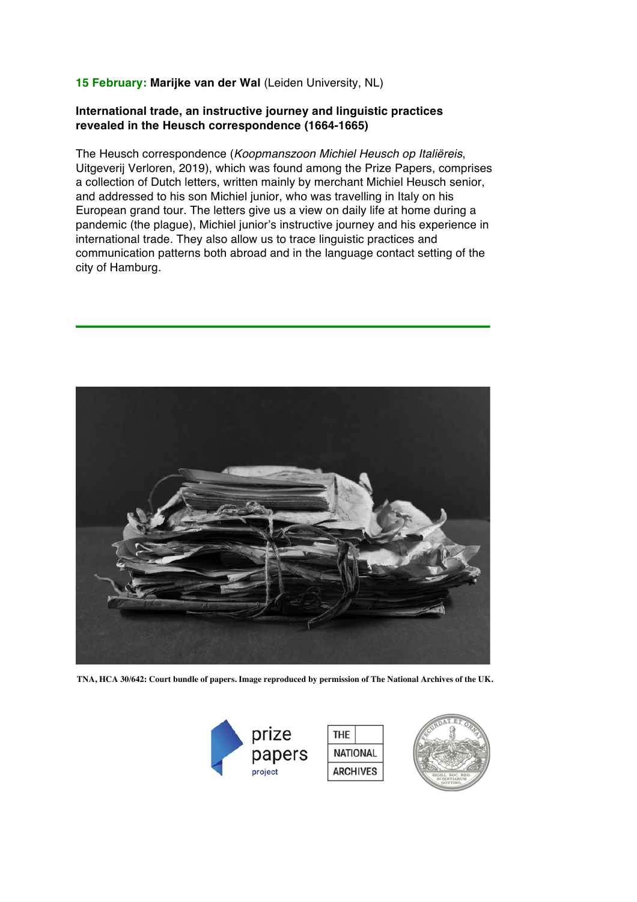**15 February:** **Marijke van der Wal** (Leiden University, NL)

**International trade, an instructive journey and linguistic practices revealed in the Heusch correspondence (1664-1665)**

The Heusch correspondence (*Koopmanszoon Michiel Heusch op Italiëreis*, Uitgeverij Verloren, 2019), which was found among the Prize Papers, comprises a collection of Dutch letters, written mainly by merchant Michiel Heusch senior, and addressed to his son Michiel junior, who was travelling in Italy on his European grand tour. The letters give us a view on daily life at home during a pandemic (the plague), Michiel junior's instructive journey and his experience in international trade. They also allow us to trace linguistic practices and communication patterns both abroad and in the language contact setting of the city of Hamburg.

---

**TNA, HCA 30/642: Court bundle of papers. Image reproduced by permission of The National Archives of the UK.**